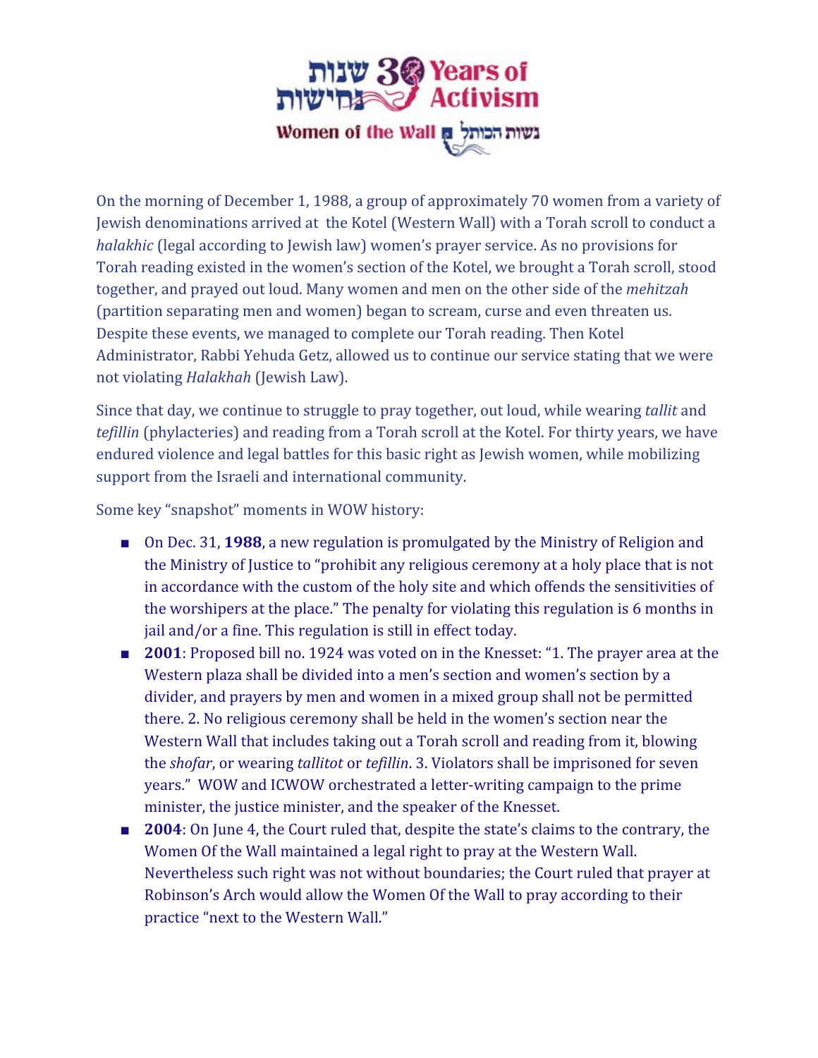# 30 שנות נחישות Years of Activism

**Women of the Wall** נשות הכותל

On the morning of December 1, 1988, a group of approximately 70 women from a variety of Jewish denominations arrived at the Kotel (Western Wall) with a Torah scroll to conduct a *halakhic* (legal according to Jewish law) women's prayer service. As no provisions for Torah reading existed in the women's section of the Kotel, we brought a Torah scroll, stood together, and prayed out loud. Many women and men on the other side of the *mehitzah* (partition separating men and women) began to scream, curse and even threaten us. Despite these events, we managed to complete our Torah reading. Then Kotel Administrator, Rabbi Yehuda Getz, allowed us to continue our service stating that we were not violating *Halakhah* (Jewish Law).

Since that day, we continue to struggle to pray together, out loud, while wearing *tallit* and *tefillin* (phylacteries) and reading from a Torah scroll at the Kotel. For thirty years, we have endured violence and legal battles for this basic right as Jewish women, while mobilizing support from the Israeli and international community.

Some key "snapshot" moments in WOW history:

- On Dec. 31, **1988**, a new regulation is promulgated by the Ministry of Religion and the Ministry of Justice to "prohibit any religious ceremony at a holy place that is not in accordance with the custom of the holy site and which offends the sensitivities of the worshipers at the place." The penalty for violating this regulation is 6 months in jail and/or a fine. This regulation is still in effect today.
- **2001**: Proposed bill no. 1924 was voted on in the Knesset: "1. The prayer area at the Western plaza shall be divided into a men's section and women's section by a divider, and prayers by men and women in a mixed group shall not be permitted there. 2. No religious ceremony shall be held in the women's section near the Western Wall that includes taking out a Torah scroll and reading from it, blowing the *shofar*, or wearing *tallitot* or *tefillin*. 3. Violators shall be imprisoned for seven years." WOW and ICWOW orchestrated a letter-writing campaign to the prime minister, the justice minister, and the speaker of the Knesset.
- **2004**: On June 4, the Court ruled that, despite the state's claims to the contrary, the Women Of the Wall maintained a legal right to pray at the Western Wall. Nevertheless such right was not without boundaries; the Court ruled that prayer at Robinson's Arch would allow the Women Of the Wall to pray according to their practice "next to the Western Wall."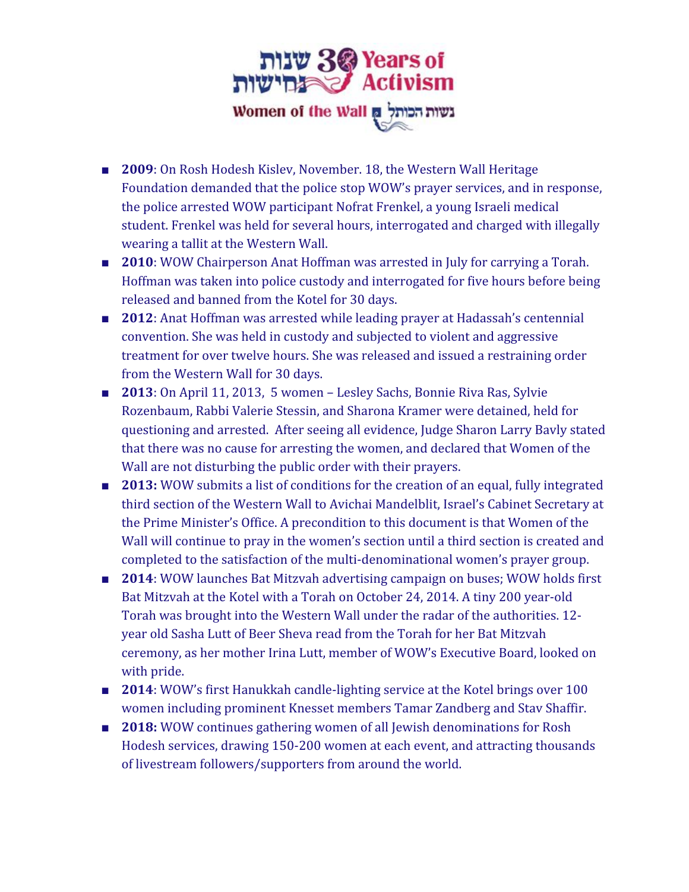שנות 30 Years of
נחישות Activism

Women of the Wall נשות הכותל

- **2009**: On Rosh Hodesh Kislev, November. 18, the Western Wall Heritage Foundation demanded that the police stop WOW's prayer services, and in response, the police arrested WOW participant Nofrat Frenkel, a young Israeli medical student. Frenkel was held for several hours, interrogated and charged with illegally wearing a tallit at the Western Wall.
- **2010**: WOW Chairperson Anat Hoffman was arrested in July for carrying a Torah. Hoffman was taken into police custody and interrogated for five hours before being released and banned from the Kotel for 30 days.
- **2012**: Anat Hoffman was arrested while leading prayer at Hadassah's centennial convention. She was held in custody and subjected to violent and aggressive treatment for over twelve hours. She was released and issued a restraining order from the Western Wall for 30 days.
- **2013**: On April 11, 2013, 5 women – Lesley Sachs, Bonnie Riva Ras, Sylvie Rozenbaum, Rabbi Valerie Stessin, and Sharona Kramer were detained, held for questioning and arrested. After seeing all evidence, Judge Sharon Larry Bavly stated that there was no cause for arresting the women, and declared that Women of the Wall are not disturbing the public order with their prayers.
- **2013:** WOW submits a list of conditions for the creation of an equal, fully integrated third section of the Western Wall to Avichai Mandelblit, Israel's Cabinet Secretary at the Prime Minister's Office. A precondition to this document is that Women of the Wall will continue to pray in the women's section until a third section is created and completed to the satisfaction of the multi-denominational women's prayer group.
- **2014**: WOW launches Bat Mitzvah advertising campaign on buses; WOW holds first Bat Mitzvah at the Kotel with a Torah on October 24, 2014. A tiny 200 year-old Torah was brought into the Western Wall under the radar of the authorities. 12-year old Sasha Lutt of Beer Sheva read from the Torah for her Bat Mitzvah ceremony, as her mother Irina Lutt, member of WOW's Executive Board, looked on with pride.
- **2014**: WOW's first Hanukkah candle-lighting service at the Kotel brings over 100 women including prominent Knesset members Tamar Zandberg and Stav Shaffir.
- **2018:** WOW continues gathering women of all Jewish denominations for Rosh Hodesh services, drawing 150-200 women at each event, and attracting thousands of livestream followers/supporters from around the world.